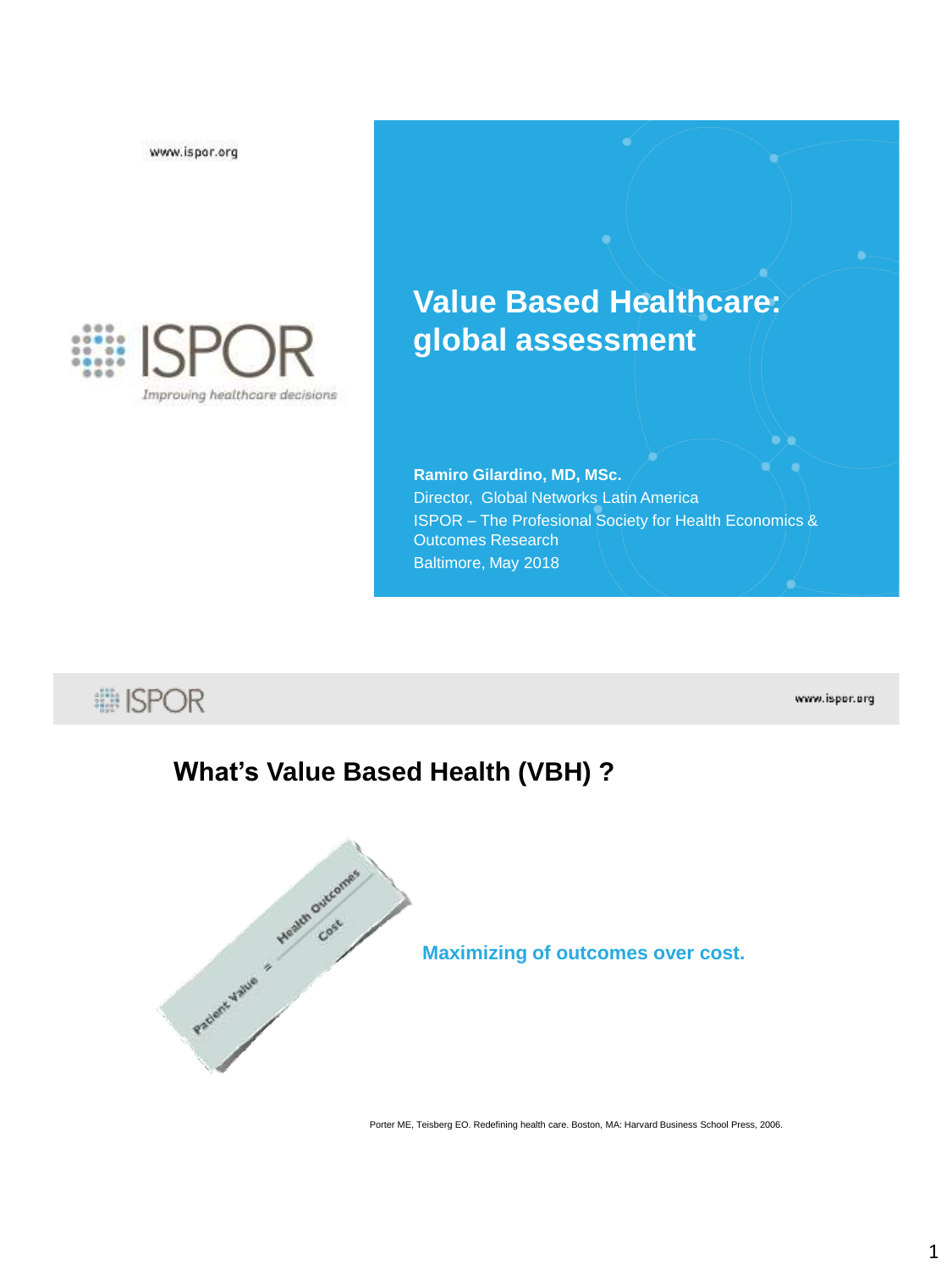www.ispor.org

ISPOR

*Improving healthcare decisions*

# Value Based Healthcare: global assessment

**Ramiro Gilardino, MD, MSc.**
Director, Global Networks Latin America
ISPOR – The Profesional Society for Health Economics & Outcomes Research
Baltimore, May 2018

---

ISPOR

www.ispor.org

## What's Value Based Health (VBH) ?

$$\text{Patient Value} = \frac{\text{Health Outcomes}}{\text{Cost}}$$

**Maximizing of outcomes over cost.**

Porter ME, Teisberg EO. Redefining health care. Boston, MA: Harvard Business School Press, 2006.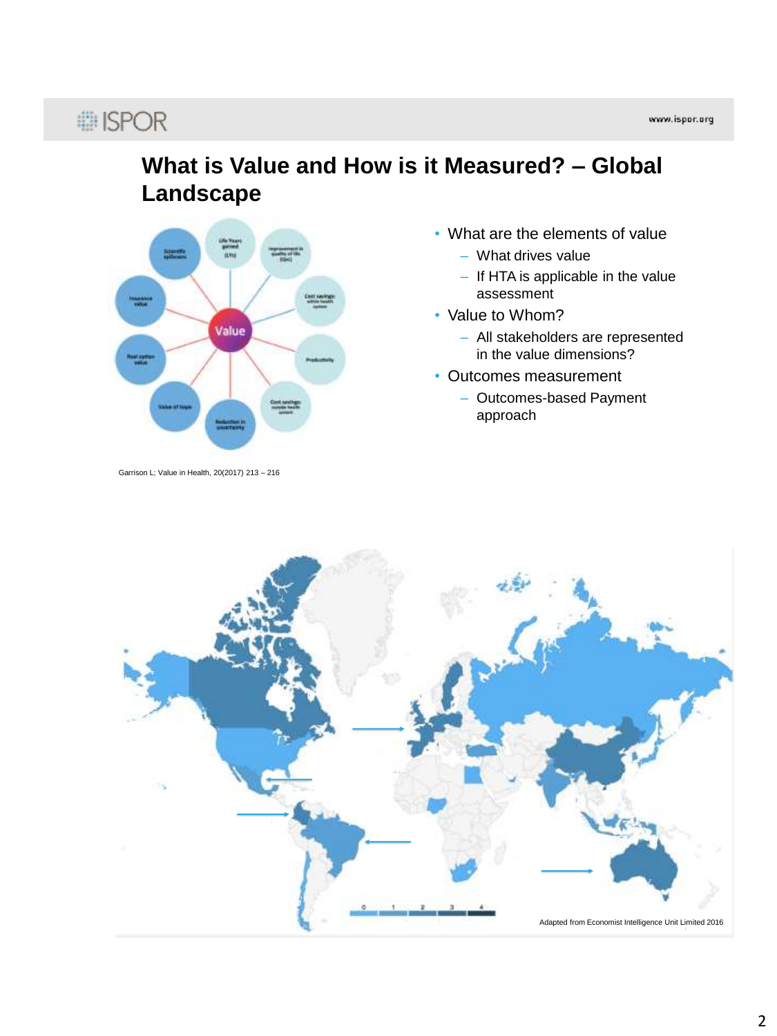# What is Value and How is it Measured? – Global Landscape

- What are the elements of value
  - What drives value
  - If HTA is applicable in the value assessment
- Value to Whom?
  - All stakeholders are represented in the value dimensions?
- Outcomes measurement
  - Outcomes-based Payment approach

Garrison L; Value in Health, 20(2017) 213 – 216

Adapted from Economist Intelligence Unit Limited 2016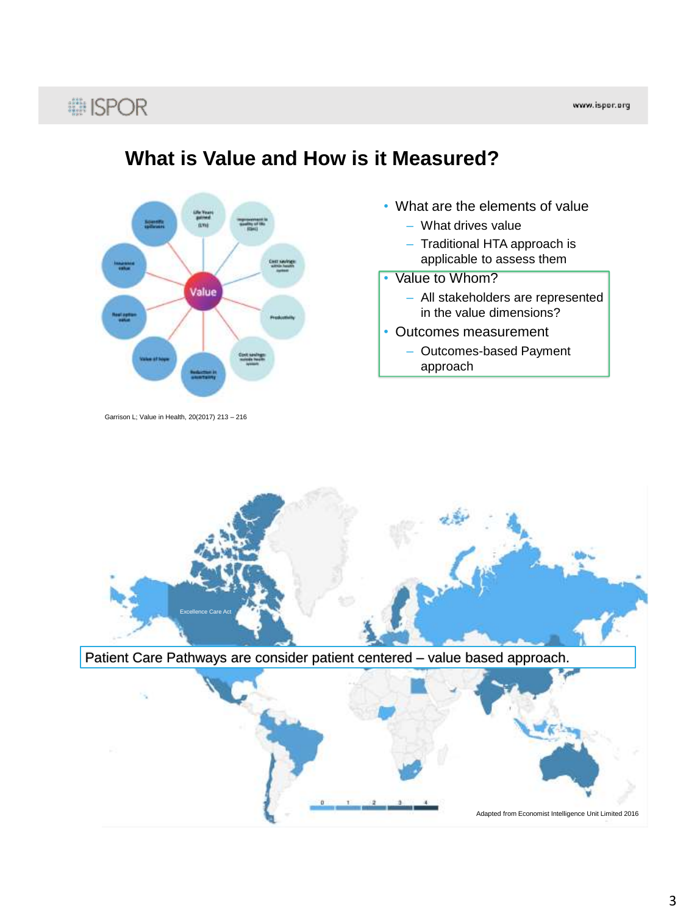# What is Value and How is it Measured?

- What are the elements of value
  - What drives value
  - Traditional HTA approach is applicable to assess them
- Value to Whom?
  - All stakeholders are represented in the value dimensions?
- Outcomes measurement
  - Outcomes-based Payment approach

Garrison L; Value in Health, 20(2017) 213 – 216

Excellence Care Act

Patient Care Pathways are consider patient centered – value based approach.

0 1 2 3 4

Adapted from Economist Intelligence Unit Limited 2016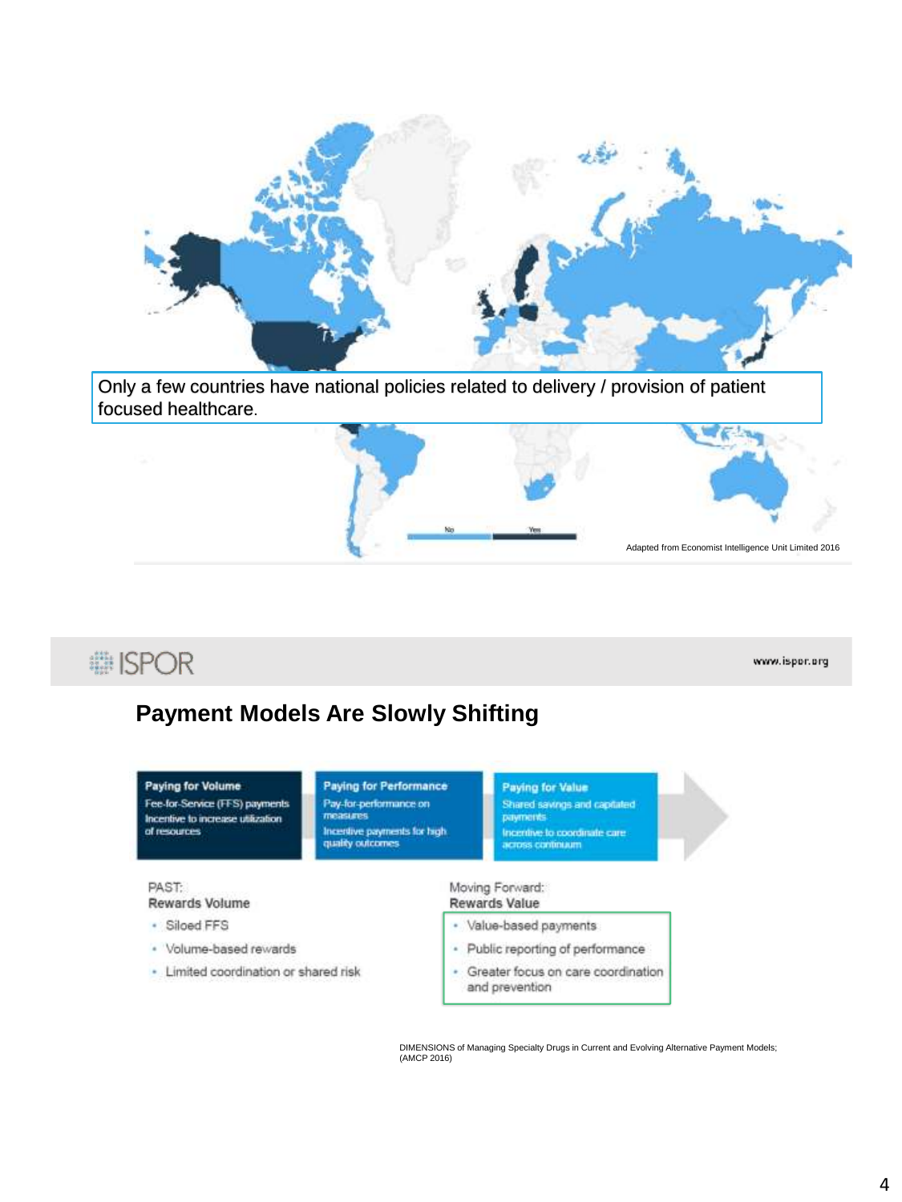Only a few countries have national policies related to delivery / provision of patient focused healthcare.

No | Yes

Adapted from Economist Intelligence Unit Limited 2016

## Payment Models Are Slowly Shifting

**Paying for Volume**
Fee-for-Service (FFS) payments
Incentive to increase utilization of resources

**Paying for Performance**
Pay-for-performance on measures
Incentive payments for high quality outcomes

**Paying for Value**
Shared savings and capitated payments
Incentive to coordinate care across continuum

PAST:
Rewards Volume

- Siloed FFS
- Volume-based rewards
- Limited coordination or shared risk

Moving Forward:
Rewards Value

- Value-based payments
- Public reporting of performance
- Greater focus on care coordination and prevention

DIMENSIONS of Managing Specialty Drugs in Current and Evolving Alternative Payment Models; (AMCP 2016)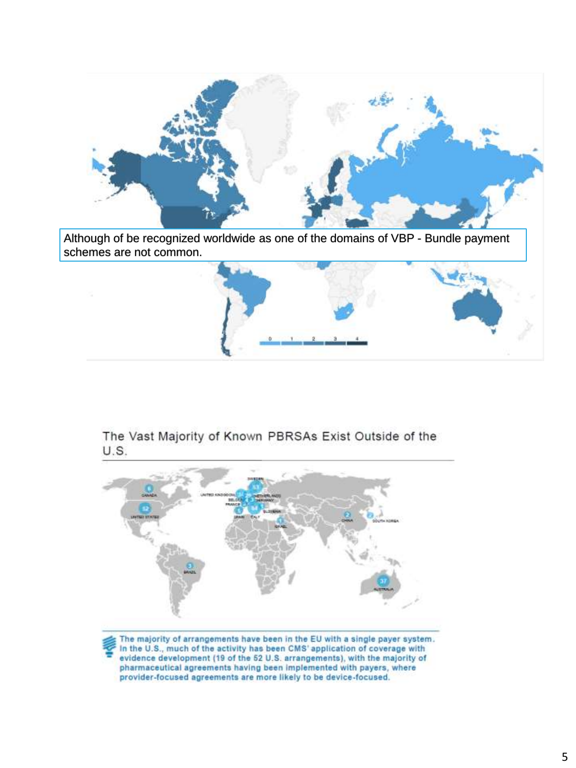Although of be recognized worldwide as one of the domains of VBP - Bundle payment schemes are not common.

The Vast Majority of Known PBRSAs Exist Outside of the U.S.

The majority of arrangements have been in the EU with a single payer system. In the U.S., much of the activity has been CMS' application of coverage with evidence development (19 of the 52 U.S. arrangements), with the majority of pharmaceutical agreements having been implemented with payers, where provider-focused agreements are more likely to be device-focused.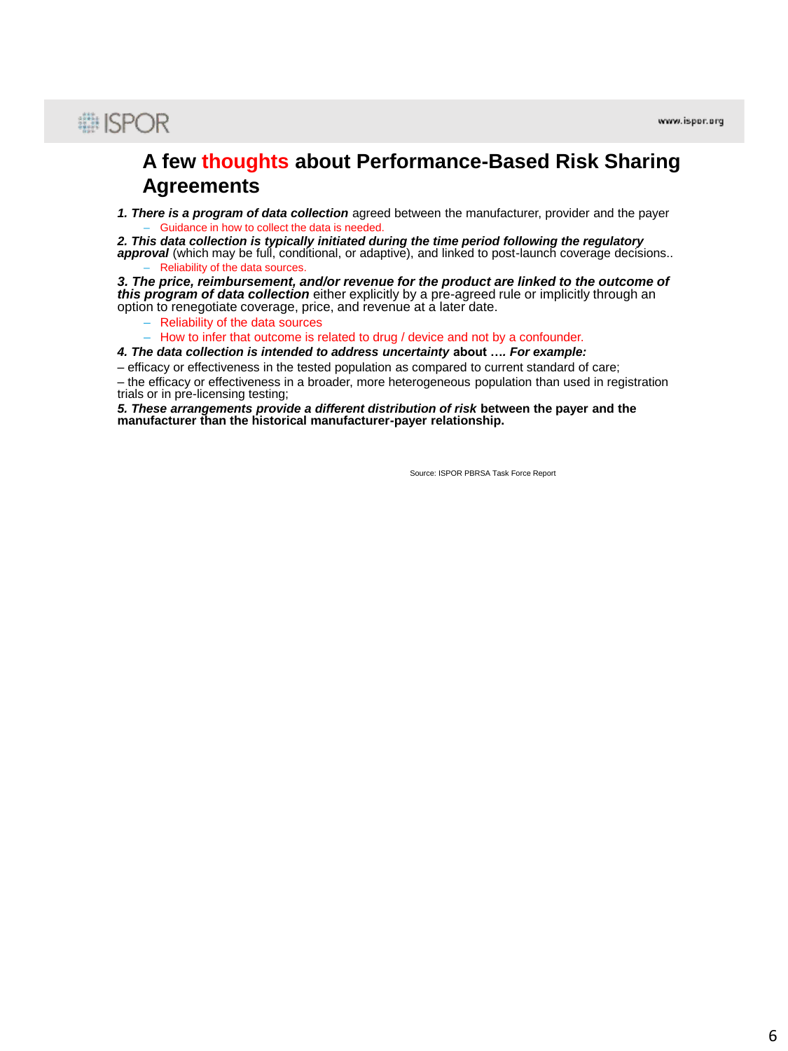# A few thoughts about Performance-Based Risk Sharing Agreements

***1. There is a program of data collection*** agreed between the manufacturer, provider and the payer

- Guidance in how to collect the data is needed.

***2. This data collection is typically initiated during the time period following the regulatory approval*** (which may be full, conditional, or adaptive), and linked to post-launch coverage decisions..

- Reliability of the data sources.

***3. The price, reimbursement, and/or revenue for the product are linked to the outcome of this program of data collection*** either explicitly by a pre-agreed rule or implicitly through an option to renegotiate coverage, price, and revenue at a later date.

- Reliability of the data sources
- How to infer that outcome is related to drug / device and not by a confounder.

***4. The data collection is intended to address uncertainty* about …. *For example:***

– efficacy or effectiveness in the tested population as compared to current standard of care;

– the efficacy or effectiveness in a broader, more heterogeneous population than used in registration trials or in pre-licensing testing;

***5. These arrangements provide a different distribution of risk* between the payer and the manufacturer than the historical manufacturer-payer relationship.**

Source: ISPOR PBRSA Task Force Report